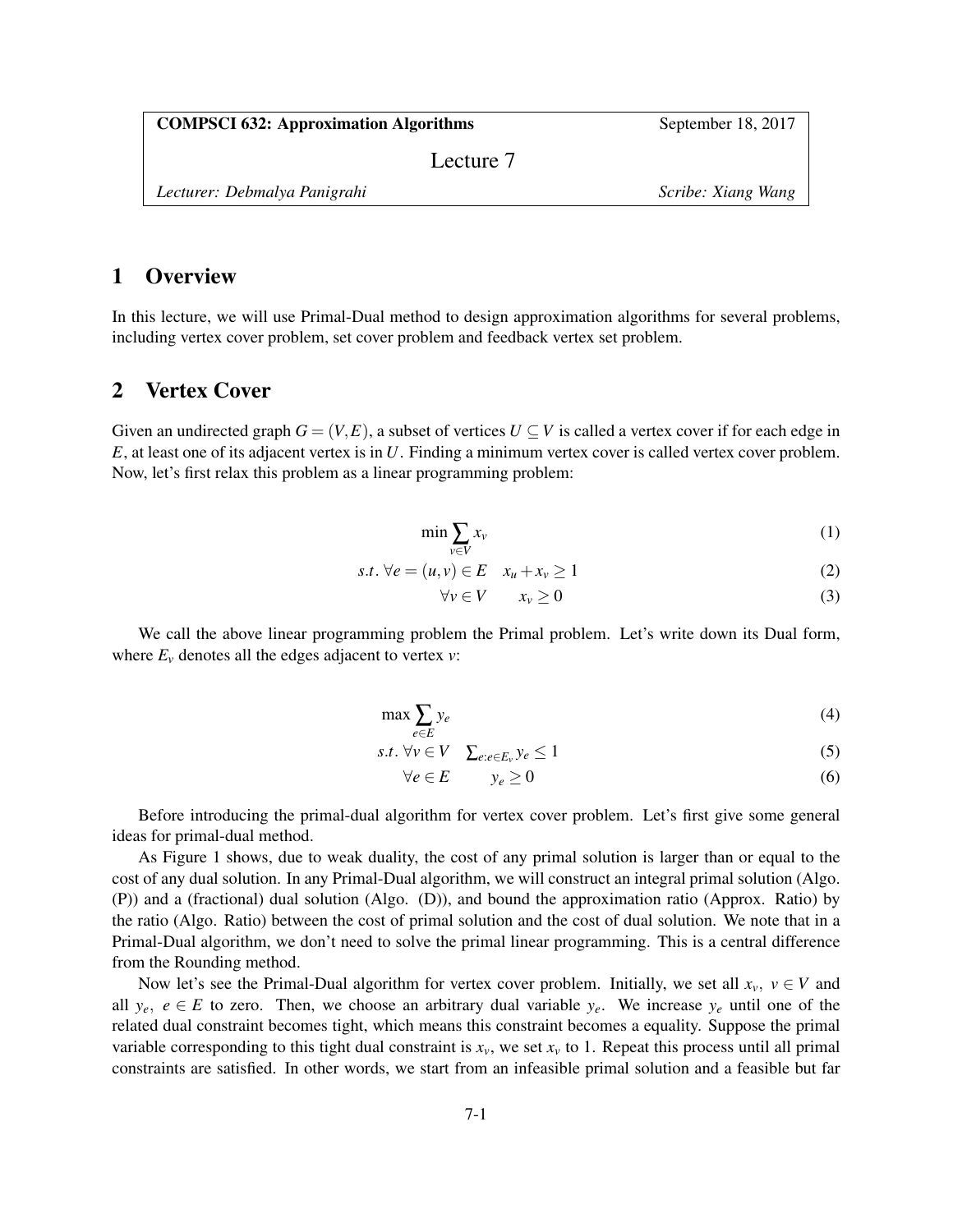| **COMPSCI 632: Approximation Algorithms** | September 18, 2017 |
|---|---|
| Lecture 7 | |
| *Lecturer: Debmalya Panigrahi* | *Scribe: Xiang Wang* |

## 1 Overview

In this lecture, we will use Primal-Dual method to design approximation algorithms for several problems, including vertex cover problem, set cover problem and feedback vertex set problem.

## 2 Vertex Cover

Given an undirected graph $G = (V, E)$, a subset of vertices $U \subseteq V$ is called a vertex cover if for each edge in $E$, at least one of its adjacent vertex is in $U$. Finding a minimum vertex cover is called vertex cover problem. Now, let's first relax this problem as a linear programming problem:

$$\min \sum_{v \in V} x_v \tag{1}$$

$$s.t. \; \forall e = (u, v) \in E \quad x_u + x_v \geq 1 \tag{2}$$

$$\forall v \in V \qquad x_v \geq 0 \tag{3}$$

We call the above linear programming problem the Primal problem. Let's write down its Dual form, where $E_v$ denotes all the edges adjacent to vertex $v$:

$$\max \sum_{e \in E} y_e \tag{4}$$

$$s.t. \; \forall v \in V \quad \textstyle\sum_{e: e \in E_v} y_e \leq 1 \tag{5}$$

$$\forall e \in E \qquad y_e \geq 0 \tag{6}$$

Before introducing the primal-dual algorithm for vertex cover problem. Let's first give some general ideas for primal-dual method.

As Figure 1 shows, due to weak duality, the cost of any primal solution is larger than or equal to the cost of any dual solution. In any Primal-Dual algorithm, we will construct an integral primal solution (Algo. (P)) and a (fractional) dual solution (Algo. (D)), and bound the approximation ratio (Approx. Ratio) by the ratio (Algo. Ratio) between the cost of primal solution and the cost of dual solution. We note that in a Primal-Dual algorithm, we don't need to solve the primal linear programming. This is a central difference from the Rounding method.

Now let's see the Primal-Dual algorithm for vertex cover problem. Initially, we set all $x_v, \; v \in V$ and all $y_e, \; e \in E$ to zero. Then, we choose an arbitrary dual variable $y_e$. We increase $y_e$ until one of the related dual constraint becomes tight, which means this constraint becomes a equality. Suppose the primal variable corresponding to this tight dual constraint is $x_v$, we set $x_v$ to 1. Repeat this process until all primal constraints are satisfied. In other words, we start from an infeasible primal solution and a feasible but far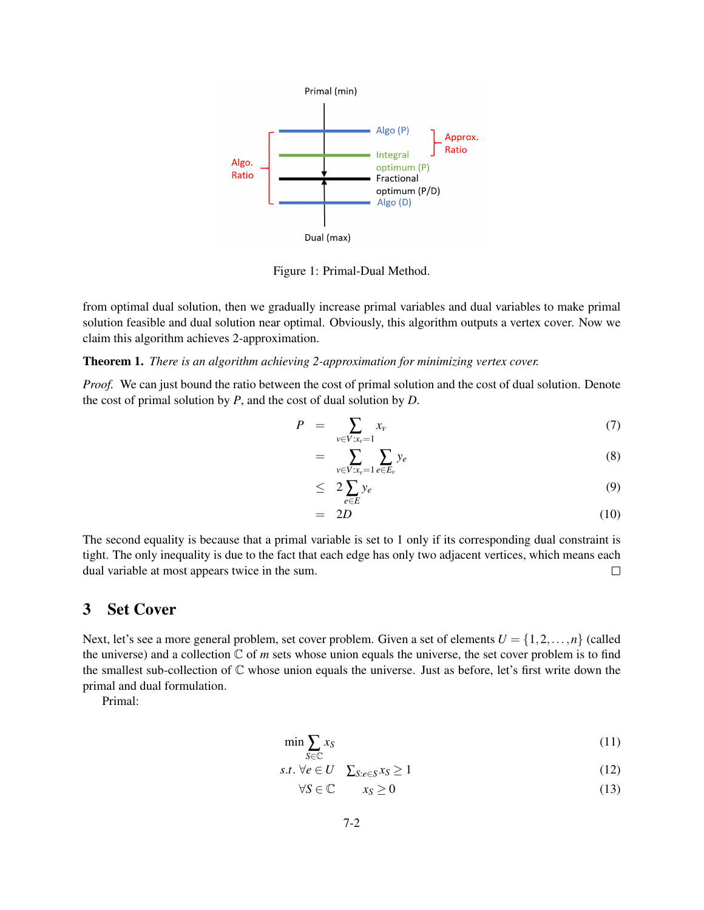Figure 1: Primal-Dual Method.

from optimal dual solution, then we gradually increase primal variables and dual variables to make primal solution feasible and dual solution near optimal. Obviously, this algorithm outputs a vertex cover. Now we claim this algorithm achieves 2-approximation.

**Theorem 1.** *There is an algorithm achieving 2-approximation for minimizing vertex cover.*

*Proof.* We can just bound the ratio between the cost of primal solution and the cost of dual solution. Denote the cost of primal solution by $P$, and the cost of dual solution by $D$.

$$
\begin{aligned}
P &= \sum_{v \in V: x_v = 1} x_v && (7) \\
&= \sum_{v \in V: x_v = 1} \sum_{e \in E_v} y_e && (8) \\
&\leq 2 \sum_{e \in E} y_e && (9) \\
&= 2D && (10)
\end{aligned}
$$

The second equality is because that a primal variable is set to 1 only if its corresponding dual constraint is tight. The only inequality is due to the fact that each edge has only two adjacent vertices, which means each dual variable at most appears twice in the sum. □

## 3 Set Cover

Next, let's see a more general problem, set cover problem. Given a set of elements $U = \{1, 2, \ldots, n\}$ (called the universe) and a collection $\mathbb{C}$ of $m$ sets whose union equals the universe, the set cover problem is to find the smallest sub-collection of $\mathbb{C}$ whose union equals the universe. Just as before, let's first write down the primal and dual formulation.

Primal:

$$
\begin{aligned}
&\min \sum_{S \in \mathbb{C}} x_S && (11) \\
&s.t.\ \forall e \in U \quad \textstyle\sum_{S: e \in S} x_S \geq 1 && (12) \\
&\qquad \forall S \in \mathbb{C} \qquad x_S \geq 0 && (13)
\end{aligned}
$$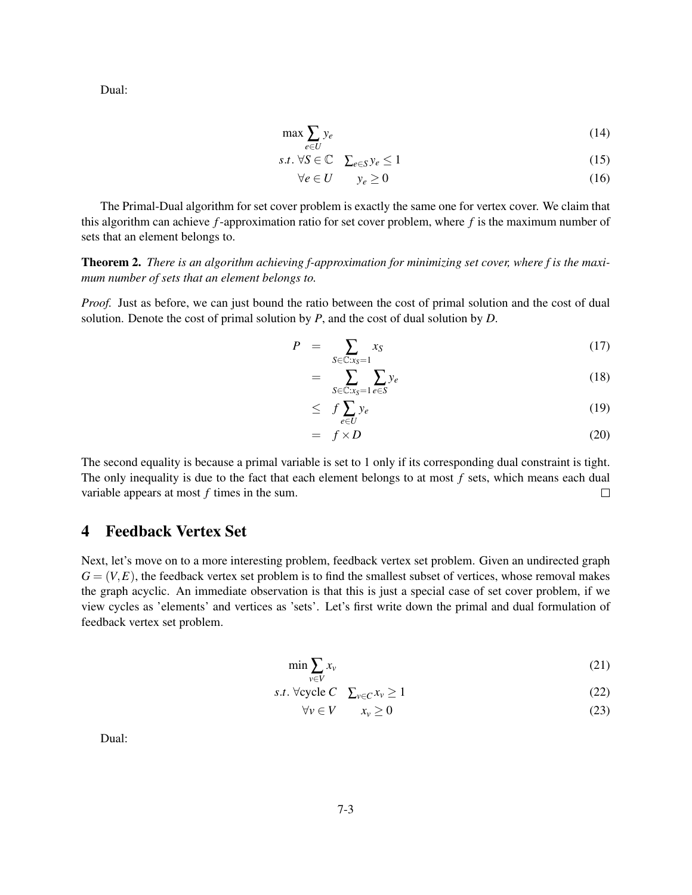Dual:

$$\max \sum_{e \in U} y_e \tag{14}$$

$$s.t.\ \forall S \in \mathbb{C} \quad \sum_{e \in S} y_e \leq 1 \tag{15}$$

$$\forall e \in U \qquad y_e \geq 0 \tag{16}$$

The Primal-Dual algorithm for set cover problem is exactly the same one for vertex cover. We claim that this algorithm can achieve $f$-approximation ratio for set cover problem, where $f$ is the maximum number of sets that an element belongs to.

**Theorem 2.** *There is an algorithm achieving f-approximation for minimizing set cover, where f is the maximum number of sets that an element belongs to.*

*Proof.* Just as before, we can just bound the ratio between the cost of primal solution and the cost of dual solution. Denote the cost of primal solution by $P$, and the cost of dual solution by $D$.

$$P = \sum_{S \in \mathbb{C}: x_S = 1} x_S \tag{17}$$

$$= \sum_{S \in \mathbb{C}: x_S = 1} \sum_{e \in S} y_e \tag{18}$$

$$\leq f \sum_{e \in U} y_e \tag{19}$$

$$= f \times D \tag{20}$$

The second equality is because a primal variable is set to 1 only if its corresponding dual constraint is tight. The only inequality is due to the fact that each element belongs to at most $f$ sets, which means each dual variable appears at most $f$ times in the sum. □

## 4 Feedback Vertex Set

Next, let's move on to a more interesting problem, feedback vertex set problem. Given an undirected graph $G = (V, E)$, the feedback vertex set problem is to find the smallest subset of vertices, whose removal makes the graph acyclic. An immediate observation is that this is just a special case of set cover problem, if we view cycles as 'elements' and vertices as 'sets'. Let's first write down the primal and dual formulation of feedback vertex set problem.

$$\min \sum_{v \in V} x_v \tag{21}$$

$$s.t.\ \forall \text{cycle } C \quad \sum_{v \in C} x_v \geq 1 \tag{22}$$

$$\forall v \in V \qquad x_v \geq 0 \tag{23}$$

Dual: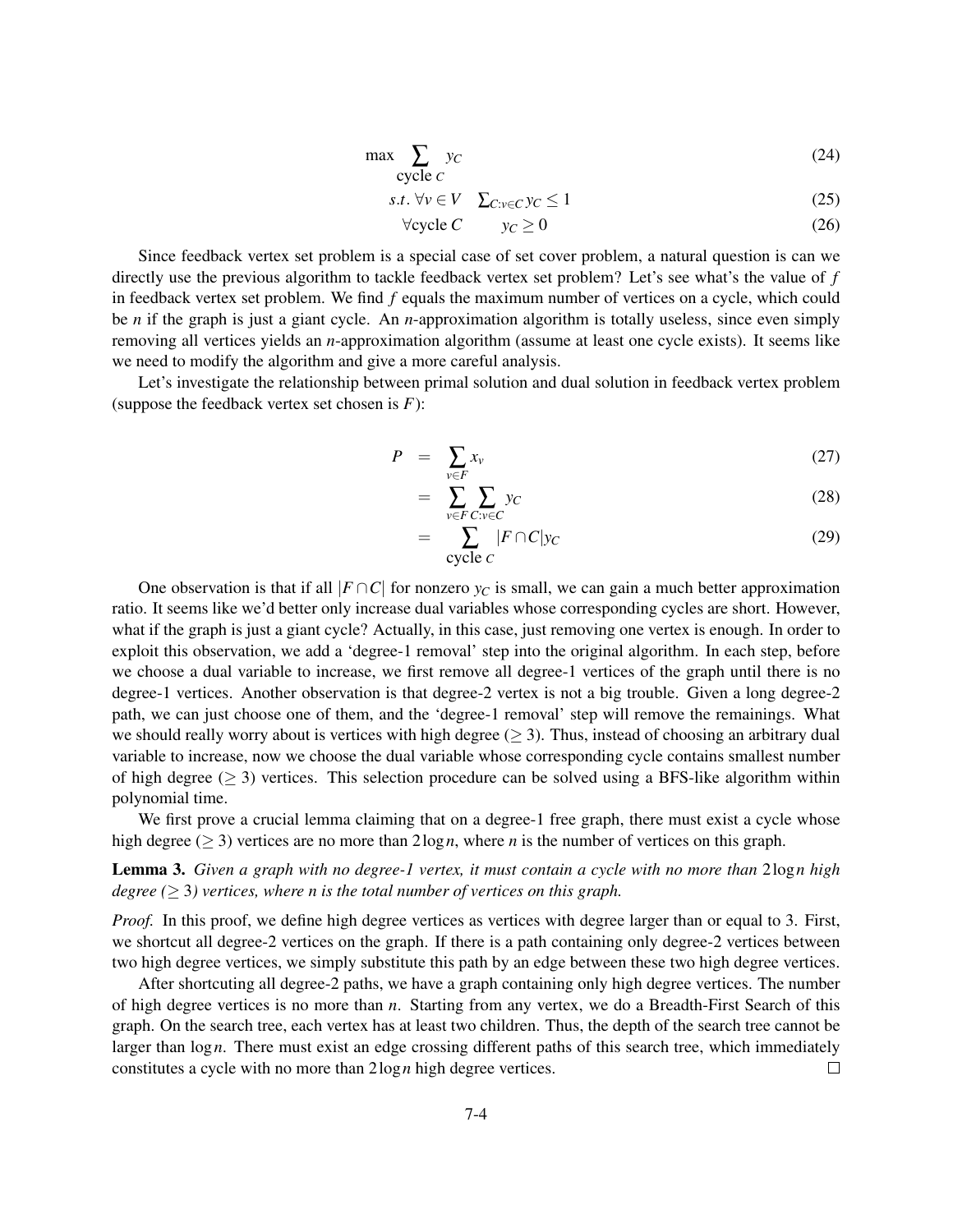$$\max \sum_{\text{cycle } C} y_C \tag{24}$$

$$s.t. \ \forall v \in V \quad \sum_{C: v \in C} y_C \leq 1 \tag{25}$$

$$\forall \text{cycle } C \qquad y_C \geq 0 \tag{26}$$

Since feedback vertex set problem is a special case of set cover problem, a natural question is can we directly use the previous algorithm to tackle feedback vertex set problem? Let's see what's the value of $f$ in feedback vertex set problem. We find $f$ equals the maximum number of vertices on a cycle, which could be $n$ if the graph is just a giant cycle. An $n$-approximation algorithm is totally useless, since even simply removing all vertices yields an $n$-approximation algorithm (assume at least one cycle exists). It seems like we need to modify the algorithm and give a more careful analysis.

Let's investigate the relationship between primal solution and dual solution in feedback vertex problem (suppose the feedback vertex set chosen is $F$):

$$P = \sum_{v \in F} x_v \tag{27}$$

$$= \sum_{v \in F} \sum_{C: v \in C} y_C \tag{28}$$

$$= \sum_{\text{cycle } C} |F \cap C| y_C \tag{29}$$

One observation is that if all $|F \cap C|$ for nonzero $y_C$ is small, we can gain a much better approximation ratio. It seems like we'd better only increase dual variables whose corresponding cycles are short. However, what if the graph is just a giant cycle? Actually, in this case, just removing one vertex is enough. In order to exploit this observation, we add a 'degree-1 removal' step into the original algorithm. In each step, before we choose a dual variable to increase, we first remove all degree-1 vertices of the graph until there is no degree-1 vertices. Another observation is that degree-2 vertex is not a big trouble. Given a long degree-2 path, we can just choose one of them, and the 'degree-1 removal' step will remove the remainings. What we should really worry about is vertices with high degree ($\geq 3$). Thus, instead of choosing an arbitrary dual variable to increase, now we choose the dual variable whose corresponding cycle contains smallest number of high degree ($\geq 3$) vertices. This selection procedure can be solved using a BFS-like algorithm within polynomial time.

We first prove a crucial lemma claiming that on a degree-1 free graph, there must exist a cycle whose high degree ($\geq 3$) vertices are no more than $2\log n$, where $n$ is the number of vertices on this graph.

**Lemma 3.** *Given a graph with no degree-1 vertex, it must contain a cycle with no more than $2\log n$ high degree ($\geq 3$) vertices, where $n$ is the total number of vertices on this graph.*

*Proof.* In this proof, we define high degree vertices as vertices with degree larger than or equal to 3. First, we shortcut all degree-2 vertices on the graph. If there is a path containing only degree-2 vertices between two high degree vertices, we simply substitute this path by an edge between these two high degree vertices.

After shortcuting all degree-2 paths, we have a graph containing only high degree vertices. The number of high degree vertices is no more than $n$. Starting from any vertex, we do a Breadth-First Search of this graph. On the search tree, each vertex has at least two children. Thus, the depth of the search tree cannot be larger than $\log n$. There must exist an edge crossing different paths of this search tree, which immediately constitutes a cycle with no more than $2\log n$ high degree vertices. $\square$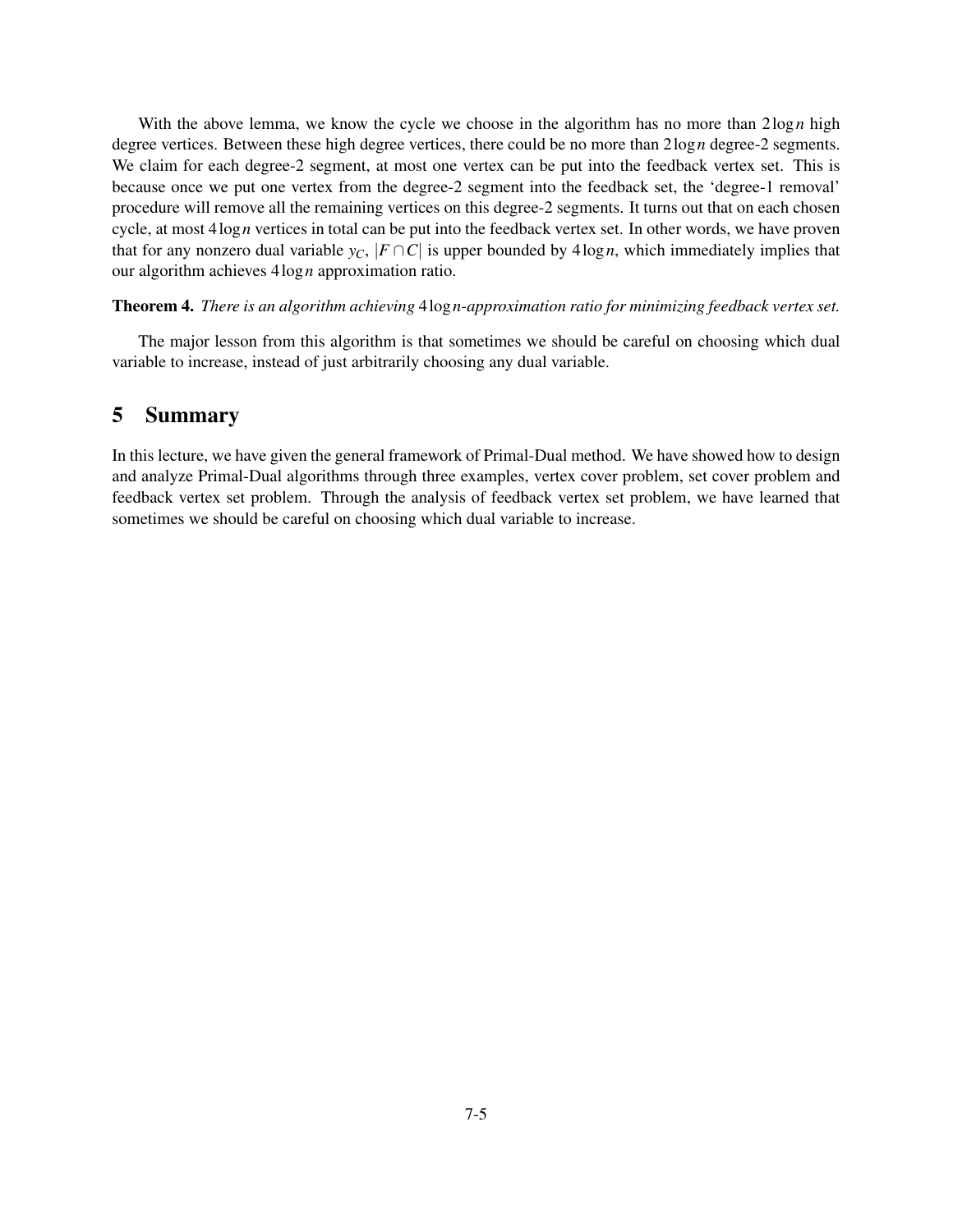With the above lemma, we know the cycle we choose in the algorithm has no more than $2\log n$ high degree vertices. Between these high degree vertices, there could be no more than $2\log n$ degree-2 segments. We claim for each degree-2 segment, at most one vertex can be put into the feedback vertex set. This is because once we put one vertex from the degree-2 segment into the feedback set, the 'degree-1 removal' procedure will remove all the remaining vertices on this degree-2 segments. It turns out that on each chosen cycle, at most $4\log n$ vertices in total can be put into the feedback vertex set. In other words, we have proven that for any nonzero dual variable $y_C$, $|F \cap C|$ is upper bounded by $4\log n$, which immediately implies that our algorithm achieves $4\log n$ approximation ratio.

**Theorem 4.** *There is an algorithm achieving* $4\log n$*-approximation ratio for minimizing feedback vertex set.*

The major lesson from this algorithm is that sometimes we should be careful on choosing which dual variable to increase, instead of just arbitrarily choosing any dual variable.

## 5 Summary

In this lecture, we have given the general framework of Primal-Dual method. We have showed how to design and analyze Primal-Dual algorithms through three examples, vertex cover problem, set cover problem and feedback vertex set problem. Through the analysis of feedback vertex set problem, we have learned that sometimes we should be careful on choosing which dual variable to increase.